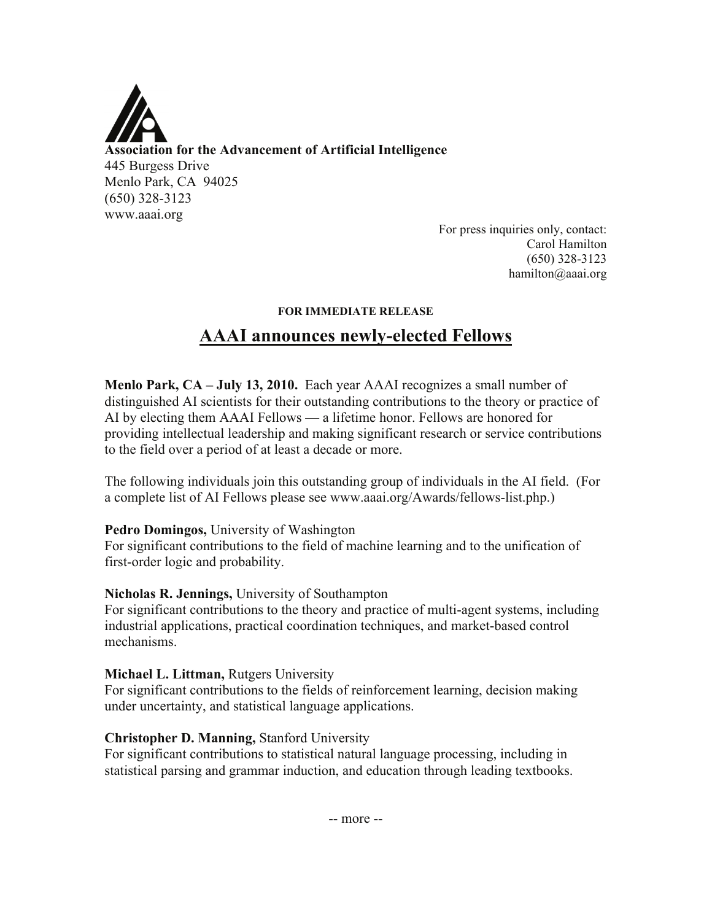**Association for the Advancement of Artificial Intelligence**
445 Burgess Drive
Menlo Park, CA 94025
(650) 328-3123
www.aaai.org

For press inquiries only, contact:
Carol Hamilton
(650) 328-3123
hamilton@aaai.org

**FOR IMMEDIATE RELEASE**

# AAAI announces newly-elected Fellows

**Menlo Park, CA – July 13, 2010.** Each year AAAI recognizes a small number of distinguished AI scientists for their outstanding contributions to the theory or practice of AI by electing them AAAI Fellows — a lifetime honor. Fellows are honored for providing intellectual leadership and making significant research or service contributions to the field over a period of at least a decade or more.

The following individuals join this outstanding group of individuals in the AI field. (For a complete list of AI Fellows please see www.aaai.org/Awards/fellows-list.php.)

**Pedro Domingos,** University of Washington
For significant contributions to the field of machine learning and to the unification of first-order logic and probability.

**Nicholas R. Jennings,** University of Southampton
For significant contributions to the theory and practice of multi-agent systems, including industrial applications, practical coordination techniques, and market-based control mechanisms.

**Michael L. Littman,** Rutgers University
For significant contributions to the fields of reinforcement learning, decision making under uncertainty, and statistical language applications.

**Christopher D. Manning,** Stanford University
For significant contributions to statistical natural language processing, including in statistical parsing and grammar induction, and education through leading textbooks.

-- more --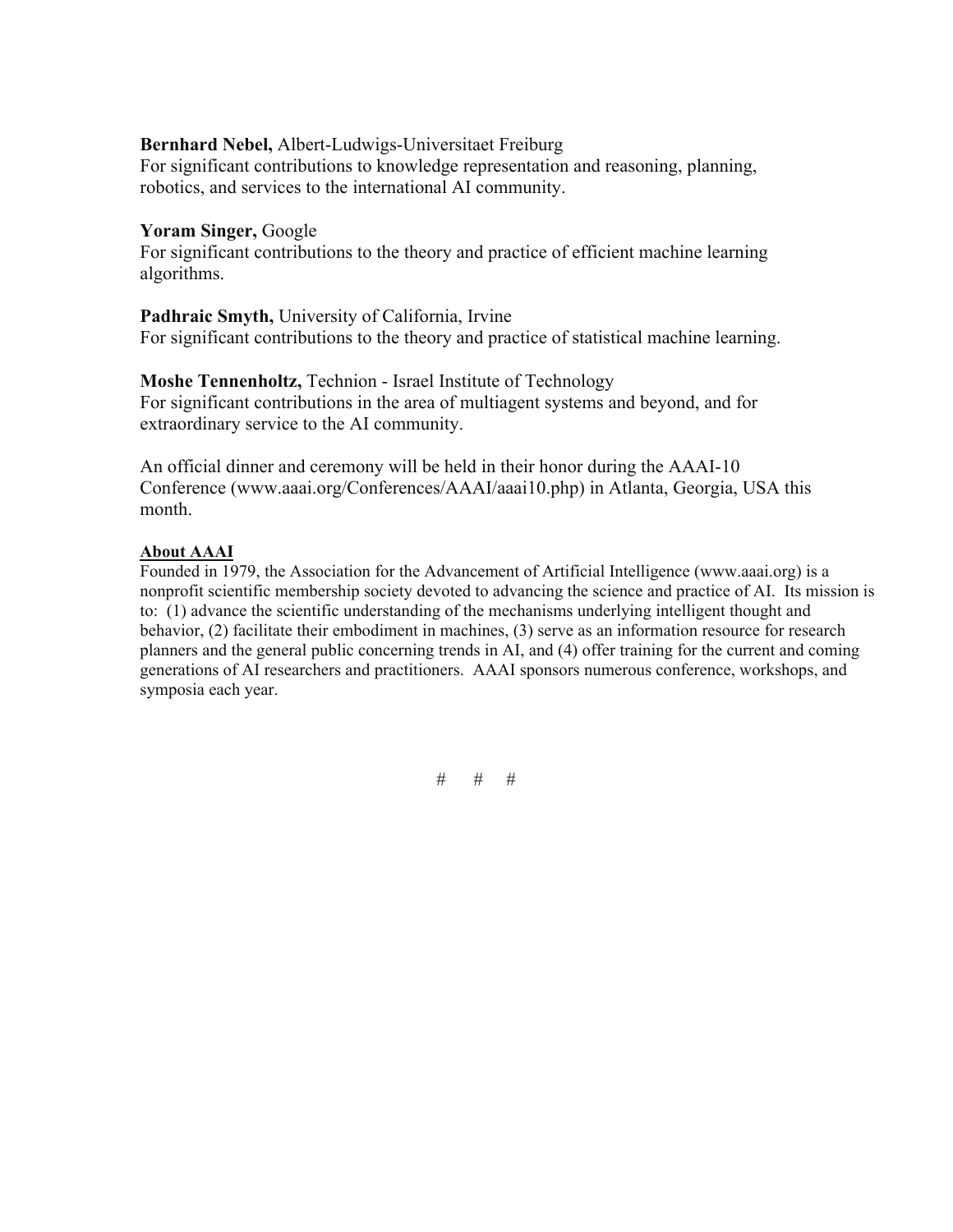**Bernhard Nebel,** Albert-Ludwigs-Universitaet Freiburg
For significant contributions to knowledge representation and reasoning, planning, robotics, and services to the international AI community.

**Yoram Singer,** Google
For significant contributions to the theory and practice of efficient machine learning algorithms.

**Padhraic Smyth,** University of California, Irvine
For significant contributions to the theory and practice of statistical machine learning.

**Moshe Tennenholtz,** Technion - Israel Institute of Technology
For significant contributions in the area of multiagent systems and beyond, and for extraordinary service to the AI community.

An official dinner and ceremony will be held in their honor during the AAAI-10 Conference (www.aaai.org/Conferences/AAAI/aaai10.php) in Atlanta, Georgia, USA this month.

**About AAAI**

Founded in 1979, the Association for the Advancement of Artificial Intelligence (www.aaai.org) is a nonprofit scientific membership society devoted to advancing the science and practice of AI. Its mission is to: (1) advance the scientific understanding of the mechanisms underlying intelligent thought and behavior, (2) facilitate their embodiment in machines, (3) serve as an information resource for research planners and the general public concerning trends in AI, and (4) offer training for the current and coming generations of AI researchers and practitioners. AAAI sponsors numerous conference, workshops, and symposia each year.

# # #